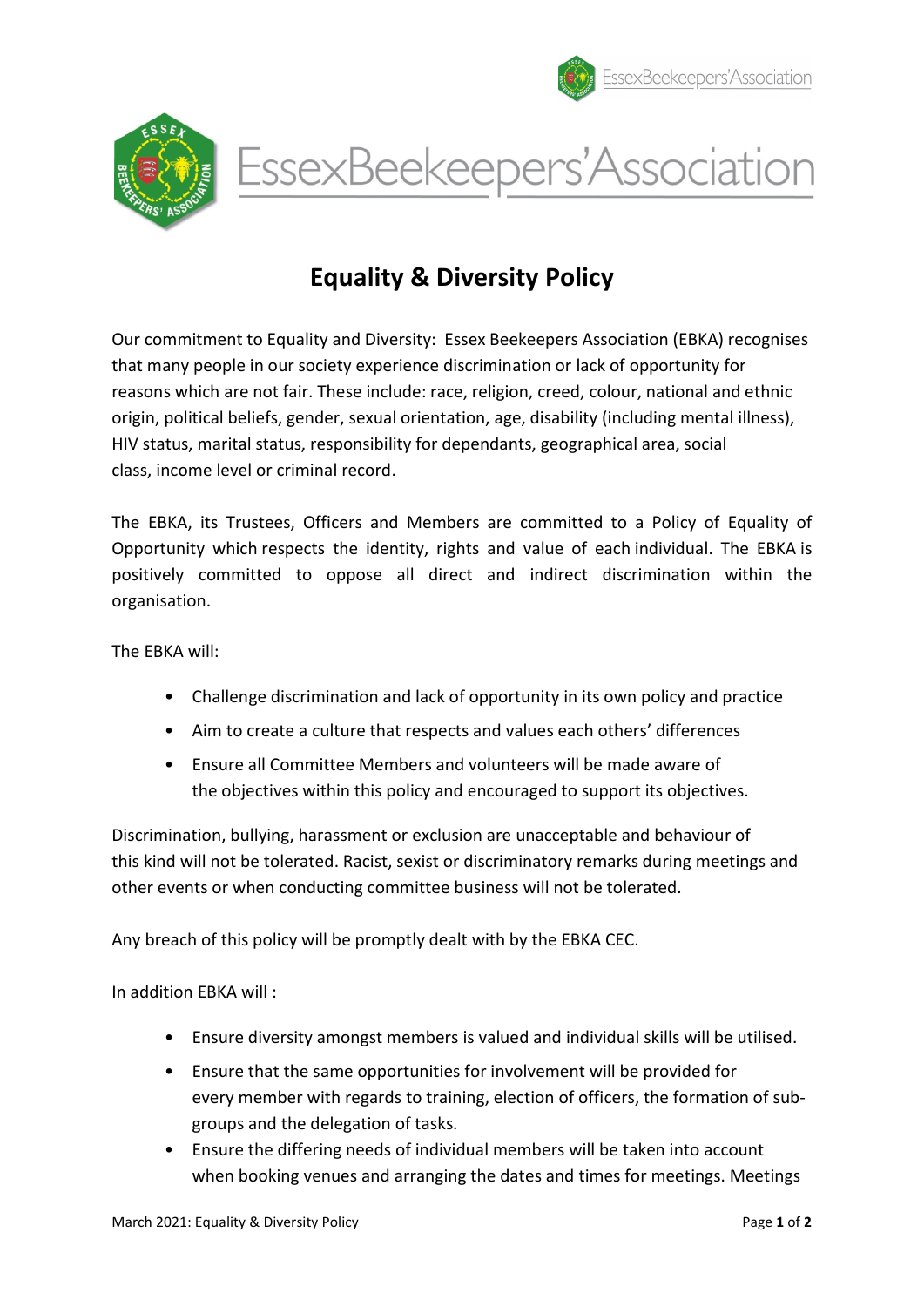# Equality & Diversity Policy

Our commitment to Equality and Diversity: Essex Beekeepers Association (EBKA) recognises that many people in our society experience discrimination or lack of opportunity for reasons which are not fair. These include: race, religion, creed, colour, national and ethnic origin, political beliefs, gender, sexual orientation, age, disability (including mental illness), HIV status, marital status, responsibility for dependants, geographical area, social class, income level or criminal record.

The EBKA, its Trustees, Officers and Members are committed to a Policy of Equality of Opportunity which respects the identity, rights and value of each individual. The EBKA is positively committed to oppose all direct and indirect discrimination within the organisation.

The EBKA will:

- Challenge discrimination and lack of opportunity in its own policy and practice
- Aim to create a culture that respects and values each others' differences
- Ensure all Committee Members and volunteers will be made aware of the objectives within this policy and encouraged to support its objectives.

Discrimination, bullying, harassment or exclusion are unacceptable and behaviour of this kind will not be tolerated. Racist, sexist or discriminatory remarks during meetings and other events or when conducting committee business will not be tolerated.

Any breach of this policy will be promptly dealt with by the EBKA CEC.

In addition EBKA will :

- Ensure diversity amongst members is valued and individual skills will be utilised.
- Ensure that the same opportunities for involvement will be provided for every member with regards to training, election of officers, the formation of sub-groups and the delegation of tasks.
- Ensure the differing needs of individual members will be taken into account when booking venues and arranging the dates and times for meetings. Meetings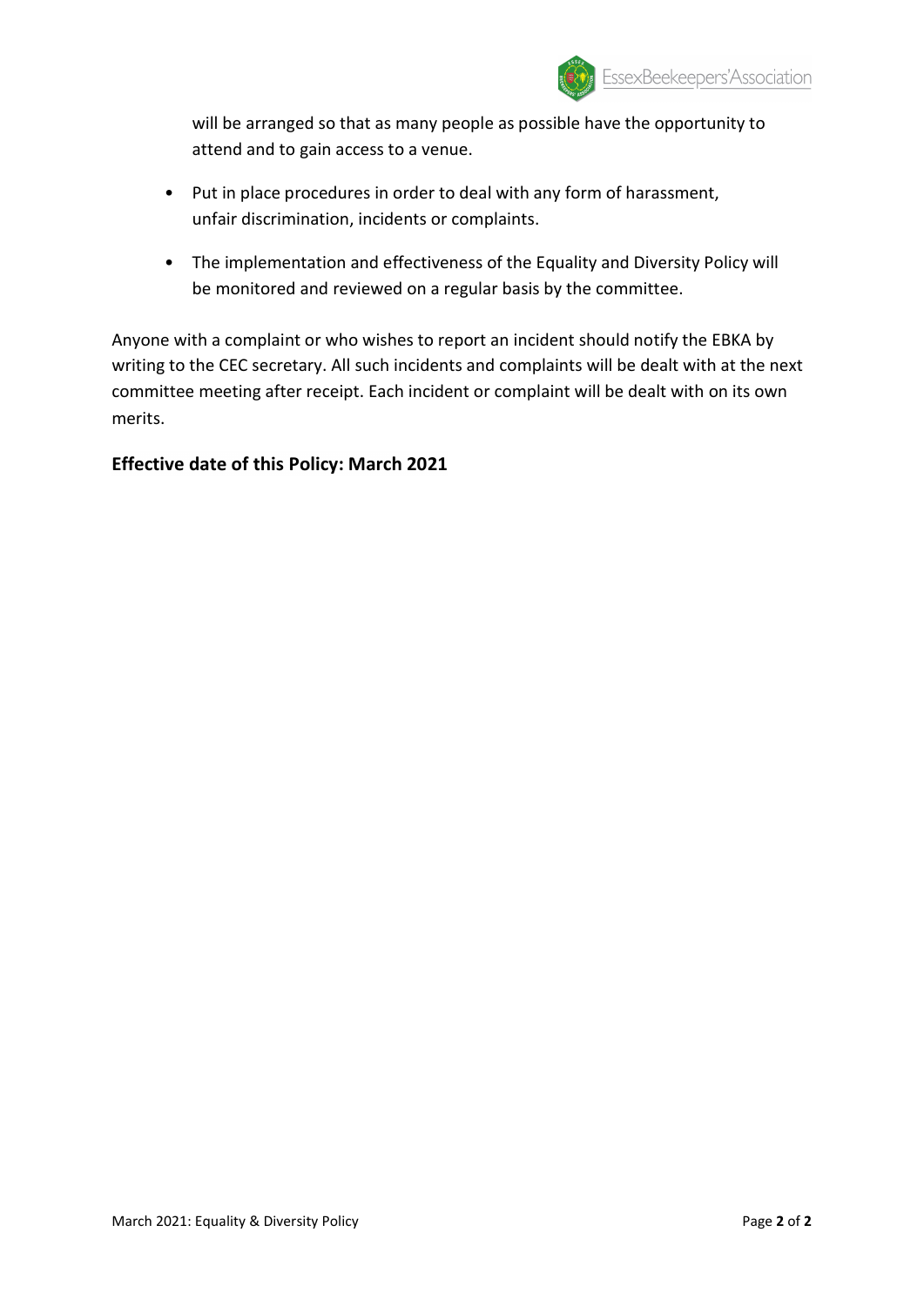will be arranged so that as many people as possible have the opportunity to attend and to gain access to a venue.

- Put in place procedures in order to deal with any form of harassment, unfair discrimination, incidents or complaints.
- The implementation and effectiveness of the Equality and Diversity Policy will be monitored and reviewed on a regular basis by the committee.

Anyone with a complaint or who wishes to report an incident should notify the EBKA by writing to the CEC secretary. All such incidents and complaints will be dealt with at the next committee meeting after receipt. Each incident or complaint will be dealt with on its own merits.

**Effective date of this Policy: March 2021**